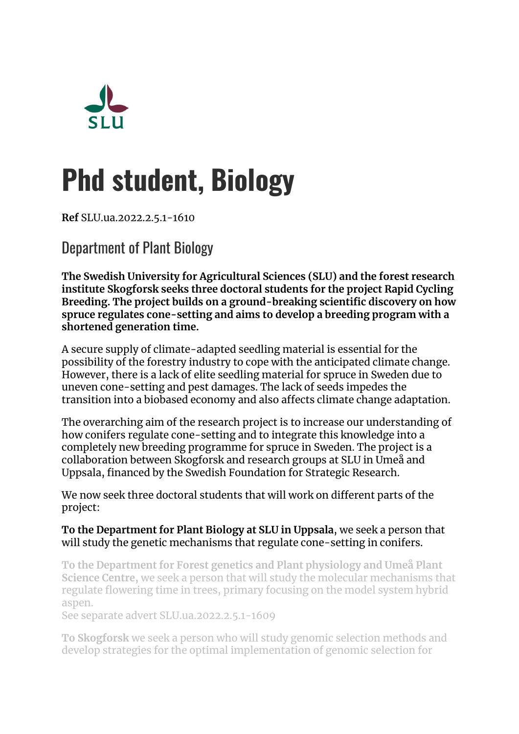SLU

# Phd student, Biology

**Ref** SLU.ua.2022.2.5.1-1610

## Department of Plant Biology

**The Swedish University for Agricultural Sciences (SLU) and the forest research institute Skogforsk seeks three doctoral students for the project Rapid Cycling Breeding. The project builds on a ground-breaking scientific discovery on how spruce regulates cone-setting and aims to develop a breeding program with a shortened generation time.**

A secure supply of climate-adapted seedling material is essential for the possibility of the forestry industry to cope with the anticipated climate change. However, there is a lack of elite seedling material for spruce in Sweden due to uneven cone-setting and pest damages. The lack of seeds impedes the transition into a biobased economy and also affects climate change adaptation.

The overarching aim of the research project is to increase our understanding of how conifers regulate cone-setting and to integrate this knowledge into a completely new breeding programme for spruce in Sweden. The project is a collaboration between Skogforsk and research groups at SLU in Umeå and Uppsala, financed by the Swedish Foundation for Strategic Research.

We now seek three doctoral students that will work on different parts of the project:

**To the Department for Plant Biology at SLU in Uppsala**, we seek a person that will study the genetic mechanisms that regulate cone-setting in conifers.

**To the Department for Forest genetics and Plant physiology and Umeå Plant Science Centre,** we seek a person that will study the molecular mechanisms that regulate flowering time in trees, primary focusing on the model system hybrid aspen.
See separate advert SLU.ua.2022.2.5.1-1609

**To Skogforsk** we seek a person who will study genomic selection methods and develop strategies for the optimal implementation of genomic selection for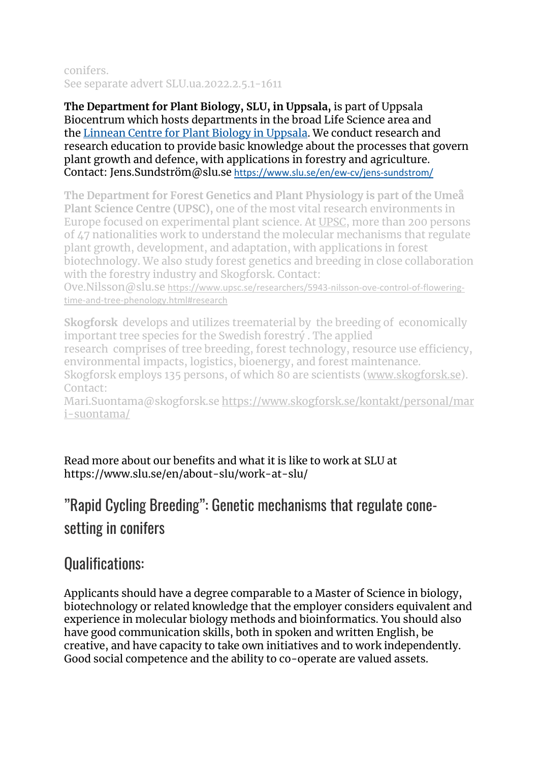conifers.
See separate advert SLU.ua.2022.2.5.1-1611

**The Department for Plant Biology, SLU, in Uppsala,** is part of Uppsala Biocentrum which hosts departments in the broad Life Science area and the Linnean Centre for Plant Biology in Uppsala. We conduct research and research education to provide basic knowledge about the processes that govern plant growth and defence, with applications in forestry and agriculture. Contact: Jens.Sundström@slu.se https://www.slu.se/en/ew-cv/jens-sundstrom/

**The Department for Forest Genetics and Plant Physiology is part of the Umeå Plant Science Centre (UPSC),** one of the most vital research environments in Europe focused on experimental plant science. At UPSC, more than 200 persons of 47 nationalities work to understand the molecular mechanisms that regulate plant growth, development, and adaptation, with applications in forest biotechnology. We also study forest genetics and breeding in close collaboration with the forestry industry and Skogforsk. Contact: Ove.Nilsson@slu.se https://www.upsc.se/researchers/5943-nilsson-ove-control-of-flowering-time-and-tree-phenology.html#research

**Skogforsk** develops and utilizes treematerial by the breeding of economically important tree species for the Swedish forestrý . The applied research comprises of tree breeding, forest technology, resource use efficiency, environmental impacts, logistics, bioenergy, and forest maintenance. Skogforsk employs 135 persons, of which 80 are scientists (www.skogforsk.se). Contact: Mari.Suontama@skogforsk.se https://www.skogforsk.se/kontakt/personal/mari-suontama/

Read more about our benefits and what it is like to work at SLU at https://www.slu.se/en/about-slu/work-at-slu/

## ”Rapid Cycling Breeding”: Genetic mechanisms that regulate cone-setting in conifers

## Qualifications:

Applicants should have a degree comparable to a Master of Science in biology, biotechnology or related knowledge that the employer considers equivalent and experience in molecular biology methods and bioinformatics. You should also have good communication skills, both in spoken and written English, be creative, and have capacity to take own initiatives and to work independently. Good social competence and the ability to co-operate are valued assets.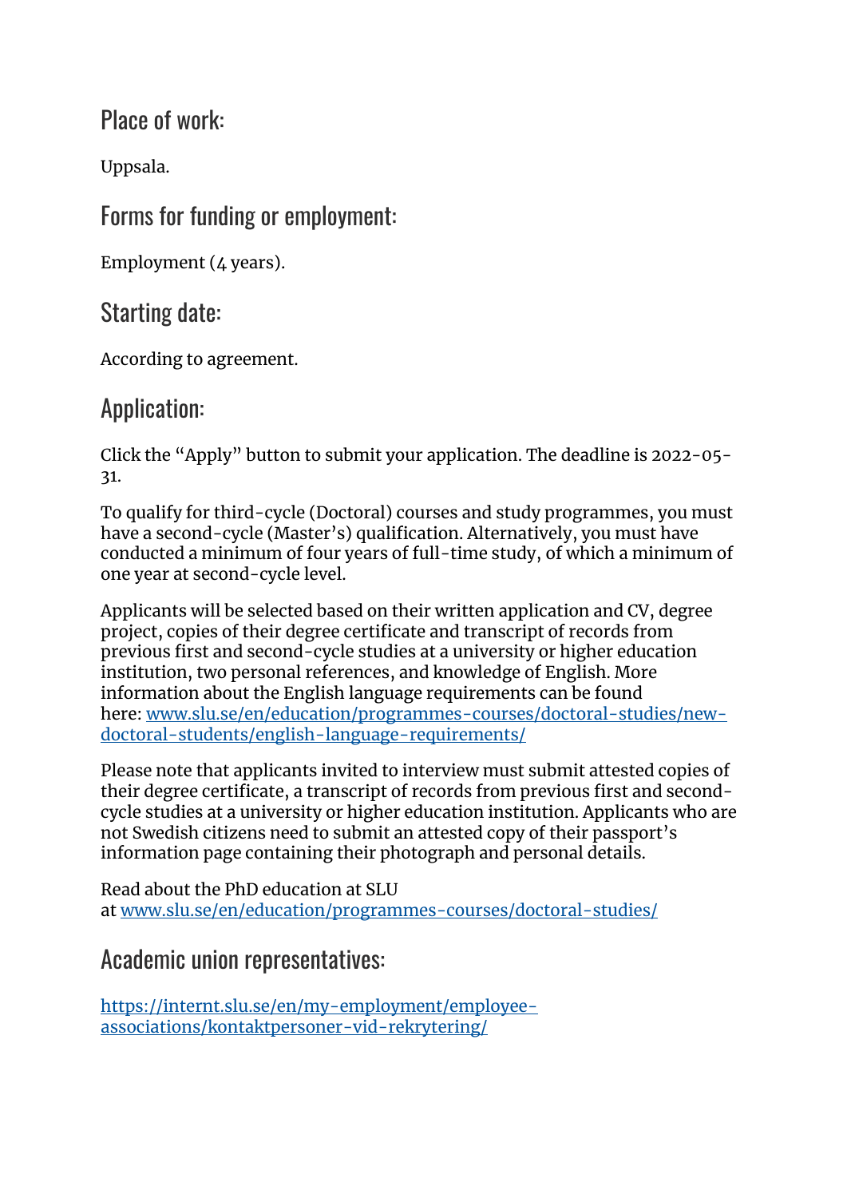## Place of work:

Uppsala.

## Forms for funding or employment:

Employment (4 years).

## Starting date:

According to agreement.

## Application:

Click the "Apply" button to submit your application. The deadline is 2022-05-31.

To qualify for third-cycle (Doctoral) courses and study programmes, you must have a second-cycle (Master's) qualification. Alternatively, you must have conducted a minimum of four years of full-time study, of which a minimum of one year at second-cycle level.

Applicants will be selected based on their written application and CV, degree project, copies of their degree certificate and transcript of records from previous first and second-cycle studies at a university or higher education institution, two personal references, and knowledge of English. More information about the English language requirements can be found here: [www.slu.se/en/education/programmes-courses/doctoral-studies/new-doctoral-students/english-language-requirements/](www.slu.se/en/education/programmes-courses/doctoral-studies/new-doctoral-students/english-language-requirements/)

Please note that applicants invited to interview must submit attested copies of their degree certificate, a transcript of records from previous first and second-cycle studies at a university or higher education institution. Applicants who are not Swedish citizens need to submit an attested copy of their passport's information page containing their photograph and personal details.

Read about the PhD education at SLU at [www.slu.se/en/education/programmes-courses/doctoral-studies/](www.slu.se/en/education/programmes-courses/doctoral-studies/)

## Academic union representatives:

[https://internt.slu.se/en/my-employment/employee-associations/kontaktpersoner-vid-rekrytering/](https://internt.slu.se/en/my-employment/employee-associations/kontaktpersoner-vid-rekrytering/)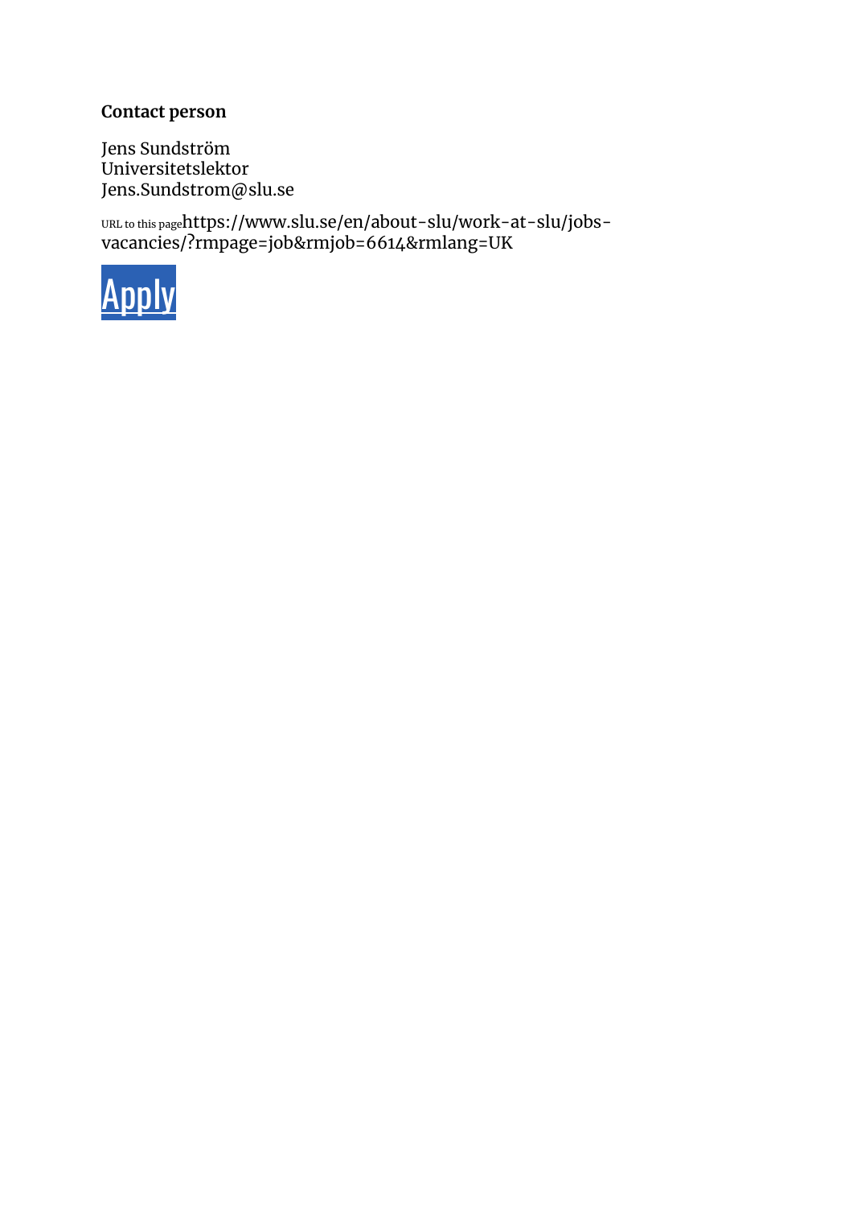**Contact person**

Jens Sundström
Universitetslektor
Jens.Sundstrom@slu.se

URL to this page https://www.slu.se/en/about-slu/work-at-slu/jobs-vacancies/?rmpage=job&rmjob=6614&rmlang=UK

Apply